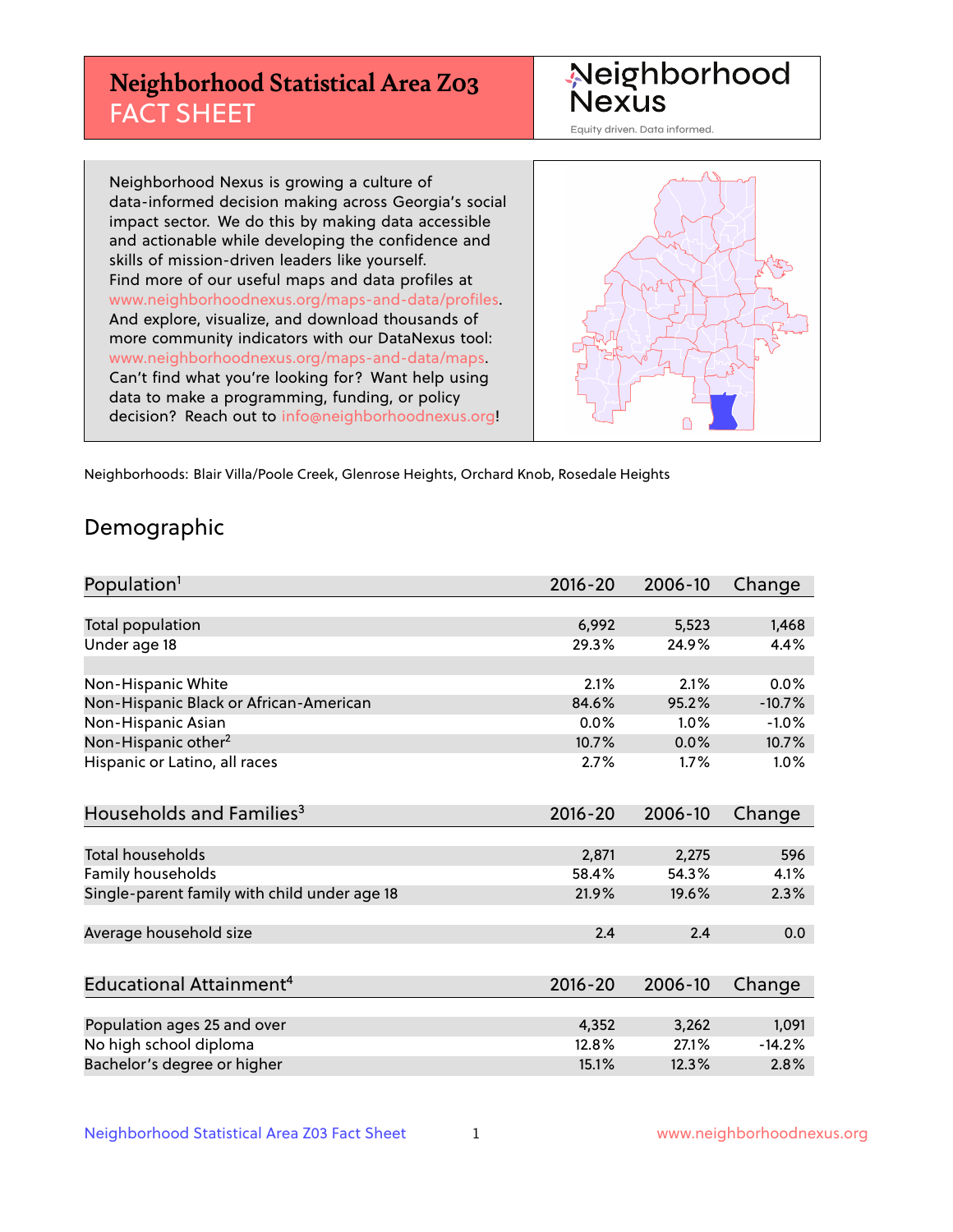# Neighborhood Statistical Area Z03 FACT SHEET

Neighborhood Nexus
Equity driven. Data informed.

Neighborhood Nexus is growing a culture of data-informed decision making across Georgia's social impact sector. We do this by making data accessible and actionable while developing the confidence and skills of mission-driven leaders like yourself. Find more of our useful maps and data profiles at www.neighborhoodnexus.org/maps-and-data/profiles. And explore, visualize, and download thousands of more community indicators with our DataNexus tool: www.neighborhoodnexus.org/maps-and-data/maps. Can't find what you're looking for? Want help using data to make a programming, funding, or policy decision? Reach out to info@neighborhoodnexus.org!

Neighborhoods: Blair Villa/Poole Creek, Glenrose Heights, Orchard Knob, Rosedale Heights

## Demographic

| Population[1] | 2016-20 | 2006-10 | Change |
|---|---|---|---|
| Total population | 6,992 | 5,523 | 1,468 |
| Under age 18 | 29.3% | 24.9% | 4.4% |
| | | | |
| Non-Hispanic White | 2.1% | 2.1% | 0.0% |
| Non-Hispanic Black or African-American | 84.6% | 95.2% | -10.7% |
| Non-Hispanic Asian | 0.0% | 1.0% | -1.0% |
| Non-Hispanic other[2] | 10.7% | 0.0% | 10.7% |
| Hispanic or Latino, all races | 2.7% | 1.7% | 1.0% |

| Households and Families[3] | 2016-20 | 2006-10 | Change |
|---|---|---|---|
| Total households | 2,871 | 2,275 | 596 |
| Family households | 58.4% | 54.3% | 4.1% |
| Single-parent family with child under age 18 | 21.9% | 19.6% | 2.3% |
| | | | |
| Average household size | 2.4 | 2.4 | 0.0 |

| Educational Attainment[4] | 2016-20 | 2006-10 | Change |
|---|---|---|---|
| Population ages 25 and over | 4,352 | 3,262 | 1,091 |
| No high school diploma | 12.8% | 27.1% | -14.2% |
| Bachelor's degree or higher | 15.1% | 12.3% | 2.8% |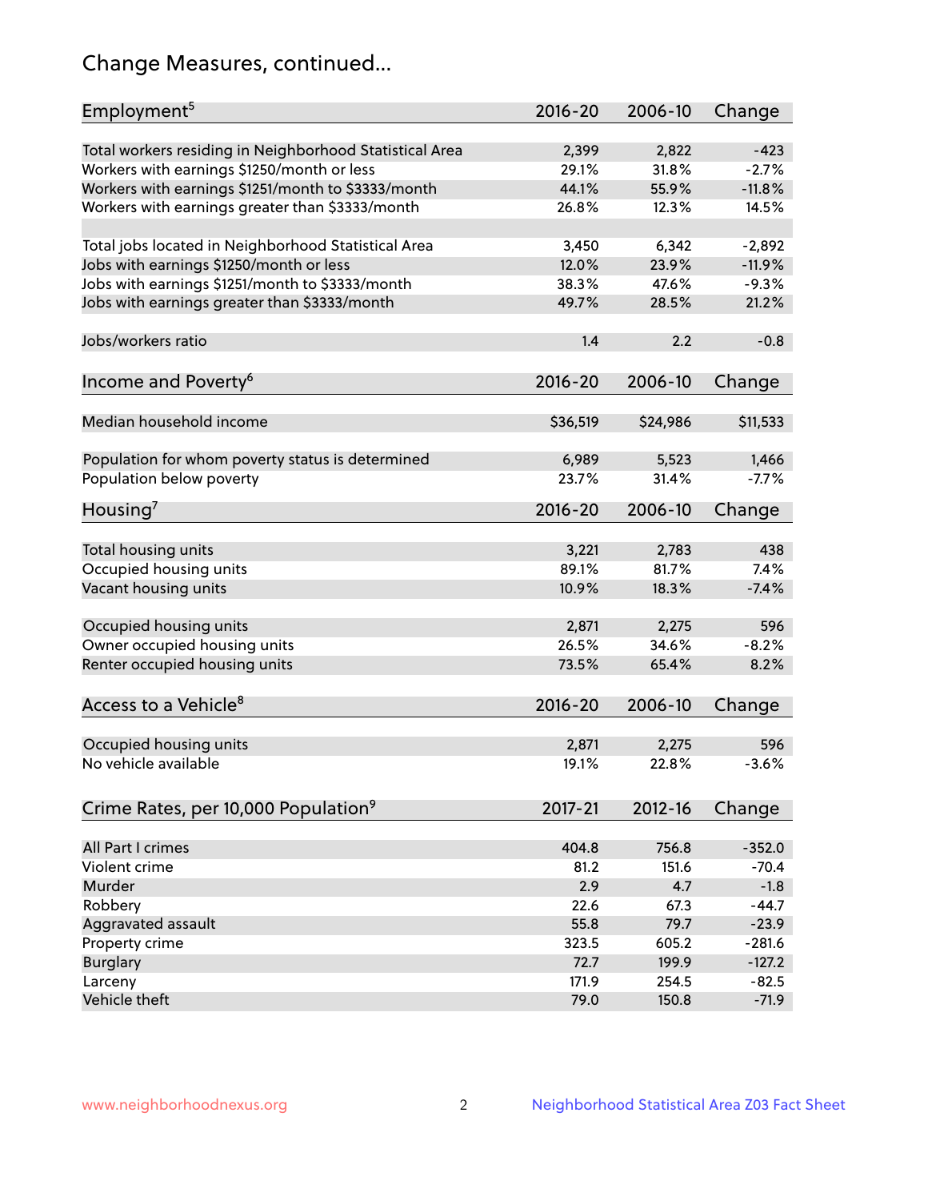# Change Measures, continued...

| Employment[5] | 2016-20 | 2006-10 | Change |
|---|---|---|---|
| Total workers residing in Neighborhood Statistical Area | 2,399 | 2,822 | -423 |
| Workers with earnings $1250/month or less | 29.1% | 31.8% | -2.7% |
| Workers with earnings $1251/month to $3333/month | 44.1% | 55.9% | -11.8% |
| Workers with earnings greater than $3333/month | 26.8% | 12.3% | 14.5% |
| | | | |
| Total jobs located in Neighborhood Statistical Area | 3,450 | 6,342 | -2,892 |
| Jobs with earnings $1250/month or less | 12.0% | 23.9% | -11.9% |
| Jobs with earnings $1251/month to $3333/month | 38.3% | 47.6% | -9.3% |
| Jobs with earnings greater than $3333/month | 49.7% | 28.5% | 21.2% |
| | | | |
| Jobs/workers ratio | 1.4 | 2.2 | -0.8 |

| Income and Poverty[6] | 2016-20 | 2006-10 | Change |
|---|---|---|---|
| Median household income | $36,519 | $24,986 | $11,533 |
| | | | |
| Population for whom poverty status is determined | 6,989 | 5,523 | 1,466 |
| Population below poverty | 23.7% | 31.4% | -7.7% |

| Housing[7] | 2016-20 | 2006-10 | Change |
|---|---|---|---|
| Total housing units | 3,221 | 2,783 | 438 |
| Occupied housing units | 89.1% | 81.7% | 7.4% |
| Vacant housing units | 10.9% | 18.3% | -7.4% |
| | | | |
| Occupied housing units | 2,871 | 2,275 | 596 |
| Owner occupied housing units | 26.5% | 34.6% | -8.2% |
| Renter occupied housing units | 73.5% | 65.4% | 8.2% |

| Access to a Vehicle[8] | 2016-20 | 2006-10 | Change |
|---|---|---|---|
| Occupied housing units | 2,871 | 2,275 | 596 |
| No vehicle available | 19.1% | 22.8% | -3.6% |

| Crime Rates, per 10,000 Population[9] | 2017-21 | 2012-16 | Change |
|---|---|---|---|
| All Part I crimes | 404.8 | 756.8 | -352.0 |
| Violent crime | 81.2 | 151.6 | -70.4 |
| Murder | 2.9 | 4.7 | -1.8 |
| Robbery | 22.6 | 67.3 | -44.7 |
| Aggravated assault | 55.8 | 79.7 | -23.9 |
| Property crime | 323.5 | 605.2 | -281.6 |
| Burglary | 72.7 | 199.9 | -127.2 |
| Larceny | 171.9 | 254.5 | -82.5 |
| Vehicle theft | 79.0 | 150.8 | -71.9 |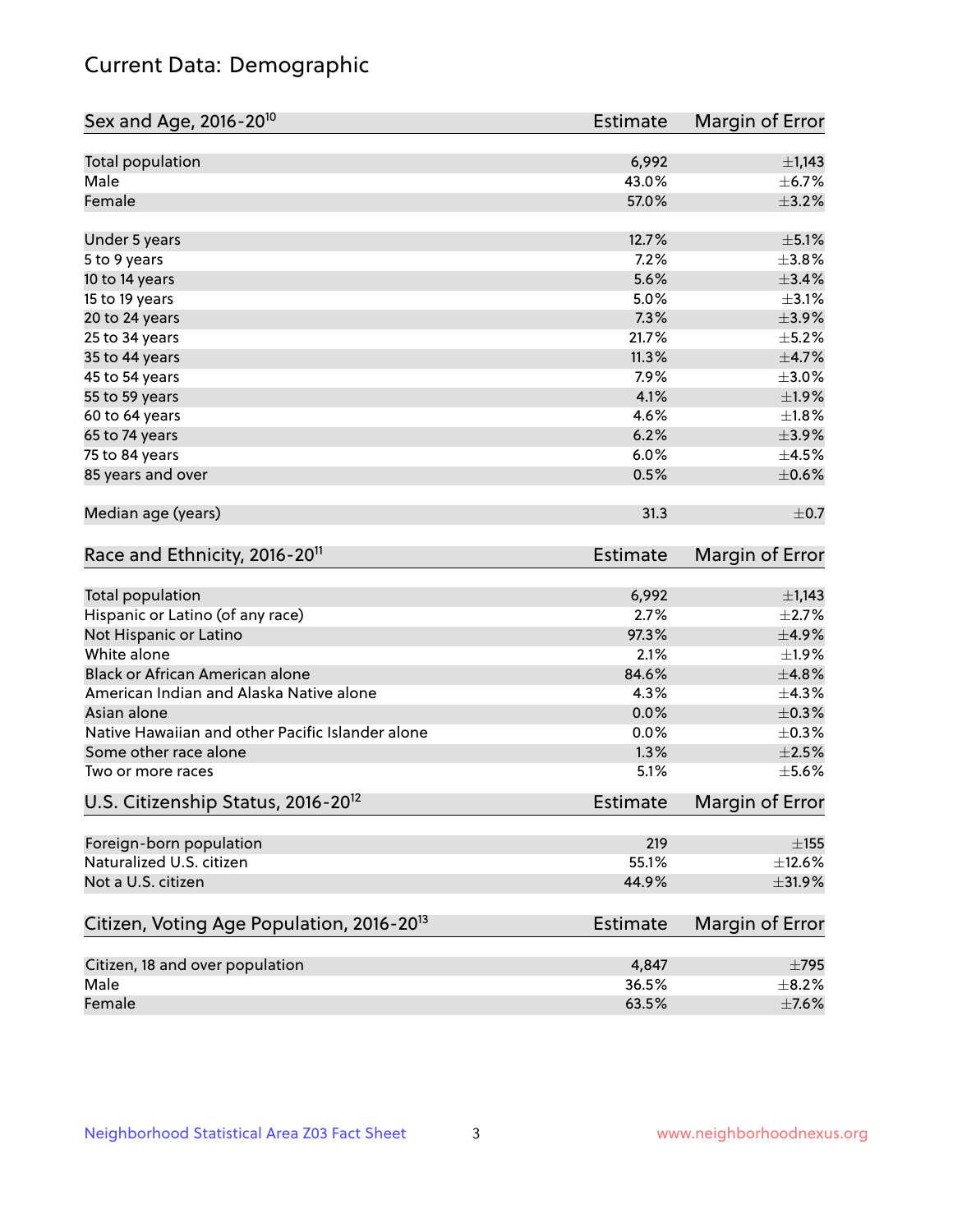# Current Data: Demographic

| Sex and Age, 2016-20[10] | Estimate | Margin of Error |
|---|---|---|
| Total population | 6,992 | ±1,143 |
| Male | 43.0% | ±6.7% |
| Female | 57.0% | ±3.2% |
| Under 5 years | 12.7% | ±5.1% |
| 5 to 9 years | 7.2% | ±3.8% |
| 10 to 14 years | 5.6% | ±3.4% |
| 15 to 19 years | 5.0% | ±3.1% |
| 20 to 24 years | 7.3% | ±3.9% |
| 25 to 34 years | 21.7% | ±5.2% |
| 35 to 44 years | 11.3% | ±4.7% |
| 45 to 54 years | 7.9% | ±3.0% |
| 55 to 59 years | 4.1% | ±1.9% |
| 60 to 64 years | 4.6% | ±1.8% |
| 65 to 74 years | 6.2% | ±3.9% |
| 75 to 84 years | 6.0% | ±4.5% |
| 85 years and over | 0.5% | ±0.6% |
| Median age (years) | 31.3 | ±0.7 |

| Race and Ethnicity, 2016-20[11] | Estimate | Margin of Error |
|---|---|---|
| Total population | 6,992 | ±1,143 |
| Hispanic or Latino (of any race) | 2.7% | ±2.7% |
| Not Hispanic or Latino | 97.3% | ±4.9% |
| White alone | 2.1% | ±1.9% |
| Black or African American alone | 84.6% | ±4.8% |
| American Indian and Alaska Native alone | 4.3% | ±4.3% |
| Asian alone | 0.0% | ±0.3% |
| Native Hawaiian and other Pacific Islander alone | 0.0% | ±0.3% |
| Some other race alone | 1.3% | ±2.5% |
| Two or more races | 5.1% | ±5.6% |

| U.S. Citizenship Status, 2016-20[12] | Estimate | Margin of Error |
|---|---|---|
| Foreign-born population | 219 | ±155 |
| Naturalized U.S. citizen | 55.1% | ±12.6% |
| Not a U.S. citizen | 44.9% | ±31.9% |

| Citizen, Voting Age Population, 2016-20[13] | Estimate | Margin of Error |
|---|---|---|
| Citizen, 18 and over population | 4,847 | ±795 |
| Male | 36.5% | ±8.2% |
| Female | 63.5% | ±7.6% |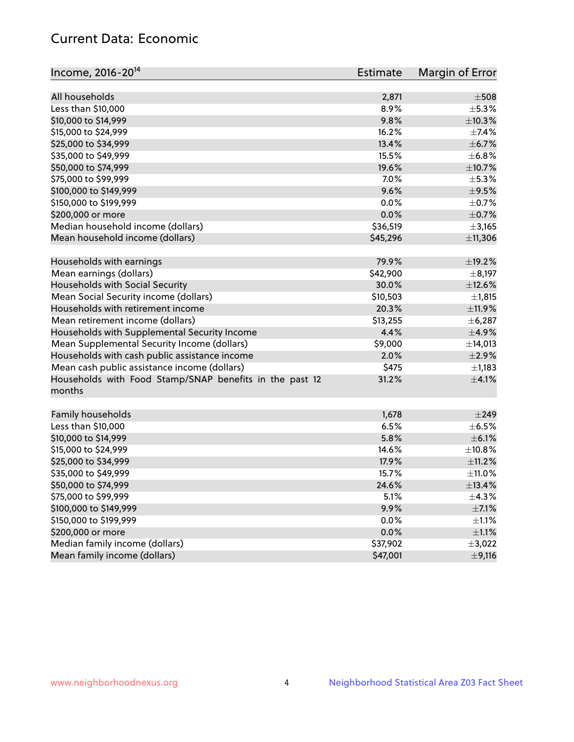## Current Data: Economic

| Income, 2016-20[14] | Estimate | Margin of Error |
|---|---|---|
| All households | 2,871 | ±508 |
| Less than \$10,000 | 8.9% | ±5.3% |
| \$10,000 to \$14,999 | 9.8% | ±10.3% |
| \$15,000 to \$24,999 | 16.2% | ±7.4% |
| \$25,000 to \$34,999 | 13.4% | ±6.7% |
| \$35,000 to \$49,999 | 15.5% | ±6.8% |
| \$50,000 to \$74,999 | 19.6% | ±10.7% |
| \$75,000 to \$99,999 | 7.0% | ±5.3% |
| \$100,000 to \$149,999 | 9.6% | ±9.5% |
| \$150,000 to \$199,999 | 0.0% | ±0.7% |
| \$200,000 or more | 0.0% | ±0.7% |
| Median household income (dollars) | \$36,519 | ±3,165 |
| Mean household income (dollars) | \$45,296 | ±11,306 |
| | | |
| Households with earnings | 79.9% | ±19.2% |
| Mean earnings (dollars) | \$42,900 | ±8,197 |
| Households with Social Security | 30.0% | ±12.6% |
| Mean Social Security income (dollars) | \$10,503 | ±1,815 |
| Households with retirement income | 20.3% | ±11.9% |
| Mean retirement income (dollars) | \$13,255 | ±6,287 |
| Households with Supplemental Security Income | 4.4% | ±4.9% |
| Mean Supplemental Security Income (dollars) | \$9,000 | ±14,013 |
| Households with cash public assistance income | 2.0% | ±2.9% |
| Mean cash public assistance income (dollars) | \$475 | ±1,183 |
| Households with Food Stamp/SNAP benefits in the past 12 months | 31.2% | ±4.1% |
| | | |
| Family households | 1,678 | ±249 |
| Less than \$10,000 | 6.5% | ±6.5% |
| \$10,000 to \$14,999 | 5.8% | ±6.1% |
| \$15,000 to \$24,999 | 14.6% | ±10.8% |
| \$25,000 to \$34,999 | 17.9% | ±11.2% |
| \$35,000 to \$49,999 | 15.7% | ±11.0% |
| \$50,000 to \$74,999 | 24.6% | ±13.4% |
| \$75,000 to \$99,999 | 5.1% | ±4.3% |
| \$100,000 to \$149,999 | 9.9% | ±7.1% |
| \$150,000 to \$199,999 | 0.0% | ±1.1% |
| \$200,000 or more | 0.0% | ±1.1% |
| Median family income (dollars) | \$37,902 | ±3,022 |
| Mean family income (dollars) | \$47,001 | ±9,116 |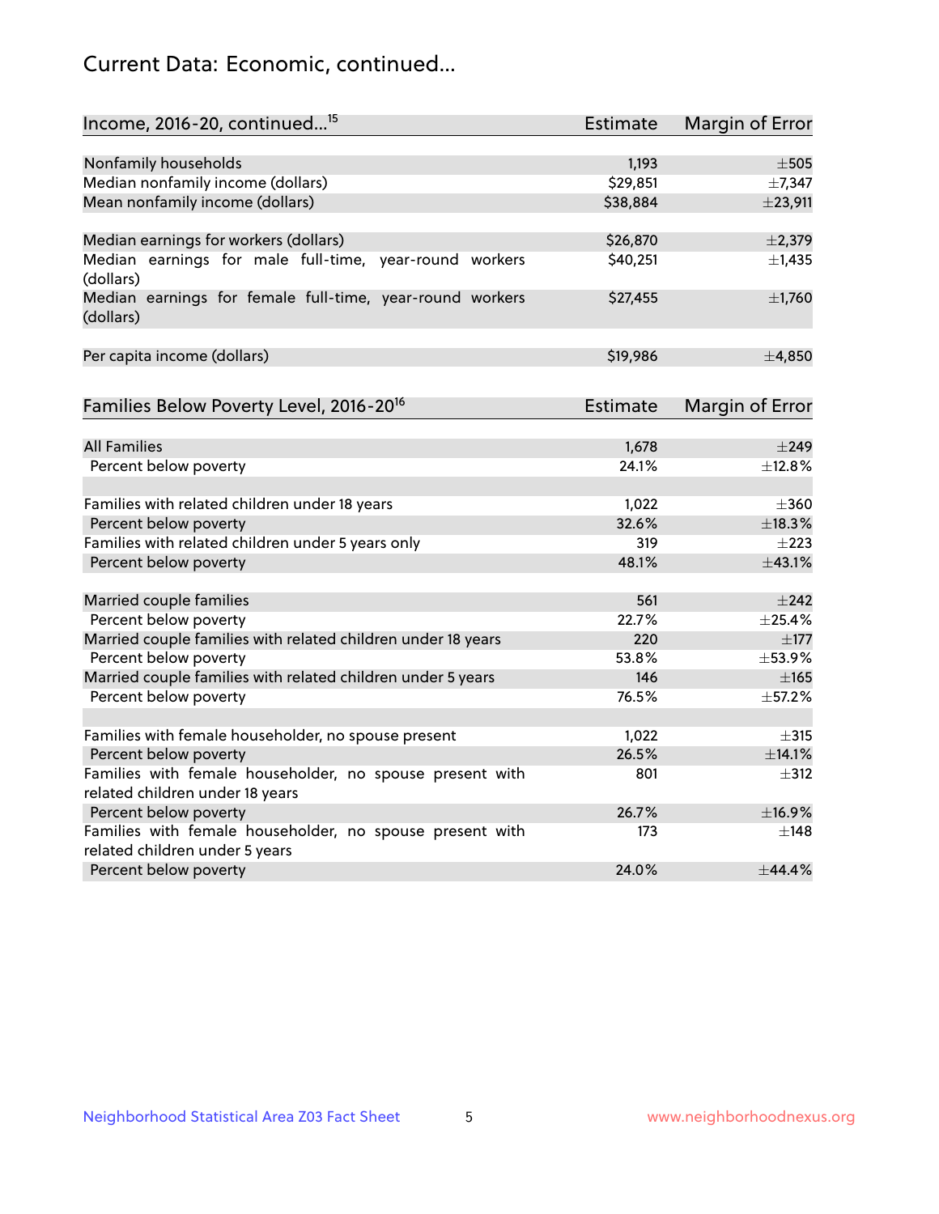# Current Data: Economic, continued...

| Income, 2016-20, continued...[15] | Estimate | Margin of Error |
|---|---|---|
| Nonfamily households | 1,193 | ±505 |
| Median nonfamily income (dollars) | $29,851 | ±7,347 |
| Mean nonfamily income (dollars) | $38,884 | ±23,911 |
| | | |
| Median earnings for workers (dollars) | $26,870 | ±2,379 |
| Median earnings for male full-time, year-round workers (dollars) | $40,251 | ±1,435 |
| Median earnings for female full-time, year-round workers (dollars) | $27,455 | ±1,760 |
| | | |
| Per capita income (dollars) | $19,986 | ±4,850 |

| Families Below Poverty Level, 2016-20[16] | Estimate | Margin of Error |
|---|---|---|
| All Families | 1,678 | ±249 |
| Percent below poverty | 24.1% | ±12.8% |
| | | |
| Families with related children under 18 years | 1,022 | ±360 |
| Percent below poverty | 32.6% | ±18.3% |
| Families with related children under 5 years only | 319 | ±223 |
| Percent below poverty | 48.1% | ±43.1% |
| | | |
| Married couple families | 561 | ±242 |
| Percent below poverty | 22.7% | ±25.4% |
| Married couple families with related children under 18 years | 220 | ±177 |
| Percent below poverty | 53.8% | ±53.9% |
| Married couple families with related children under 5 years | 146 | ±165 |
| Percent below poverty | 76.5% | ±57.2% |
| | | |
| Families with female householder, no spouse present | 1,022 | ±315 |
| Percent below poverty | 26.5% | ±14.1% |
| Families with female householder, no spouse present with related children under 18 years | 801 | ±312 |
| Percent below poverty | 26.7% | ±16.9% |
| Families with female householder, no spouse present with related children under 5 years | 173 | ±148 |
| Percent below poverty | 24.0% | ±44.4% |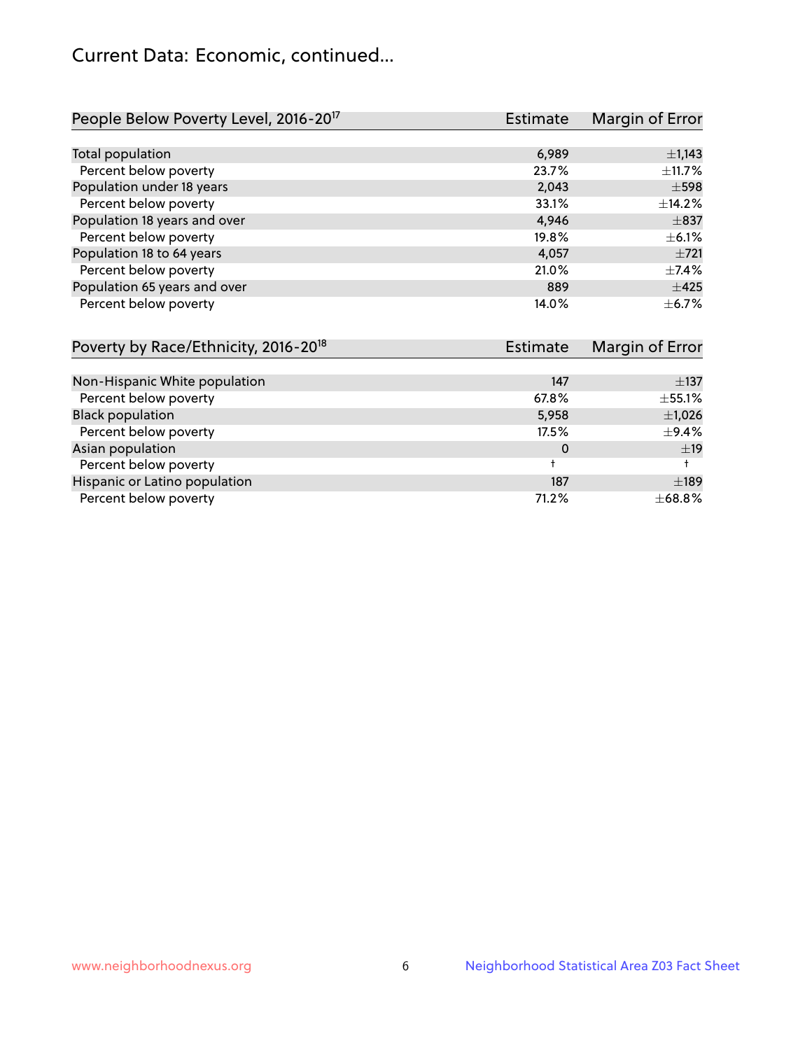# Current Data: Economic, continued...

| People Below Poverty Level, 2016-20[17] | Estimate | Margin of Error |
|---|---|---|
| Total population | 6,989 | ±1,143 |
| Percent below poverty | 23.7% | ±11.7% |
| Population under 18 years | 2,043 | ±598 |
| Percent below poverty | 33.1% | ±14.2% |
| Population 18 years and over | 4,946 | ±837 |
| Percent below poverty | 19.8% | ±6.1% |
| Population 18 to 64 years | 4,057 | ±721 |
| Percent below poverty | 21.0% | ±7.4% |
| Population 65 years and over | 889 | ±425 |
| Percent below poverty | 14.0% | ±6.7% |

| Poverty by Race/Ethnicity, 2016-20[18] | Estimate | Margin of Error |
|---|---|---|
| Non-Hispanic White population | 147 | ±137 |
| Percent below poverty | 67.8% | ±55.1% |
| Black population | 5,958 | ±1,026 |
| Percent below poverty | 17.5% | ±9.4% |
| Asian population | 0 | ±19 |
| Percent below poverty | † | † |
| Hispanic or Latino population | 187 | ±189 |
| Percent below poverty | 71.2% | ±68.8% |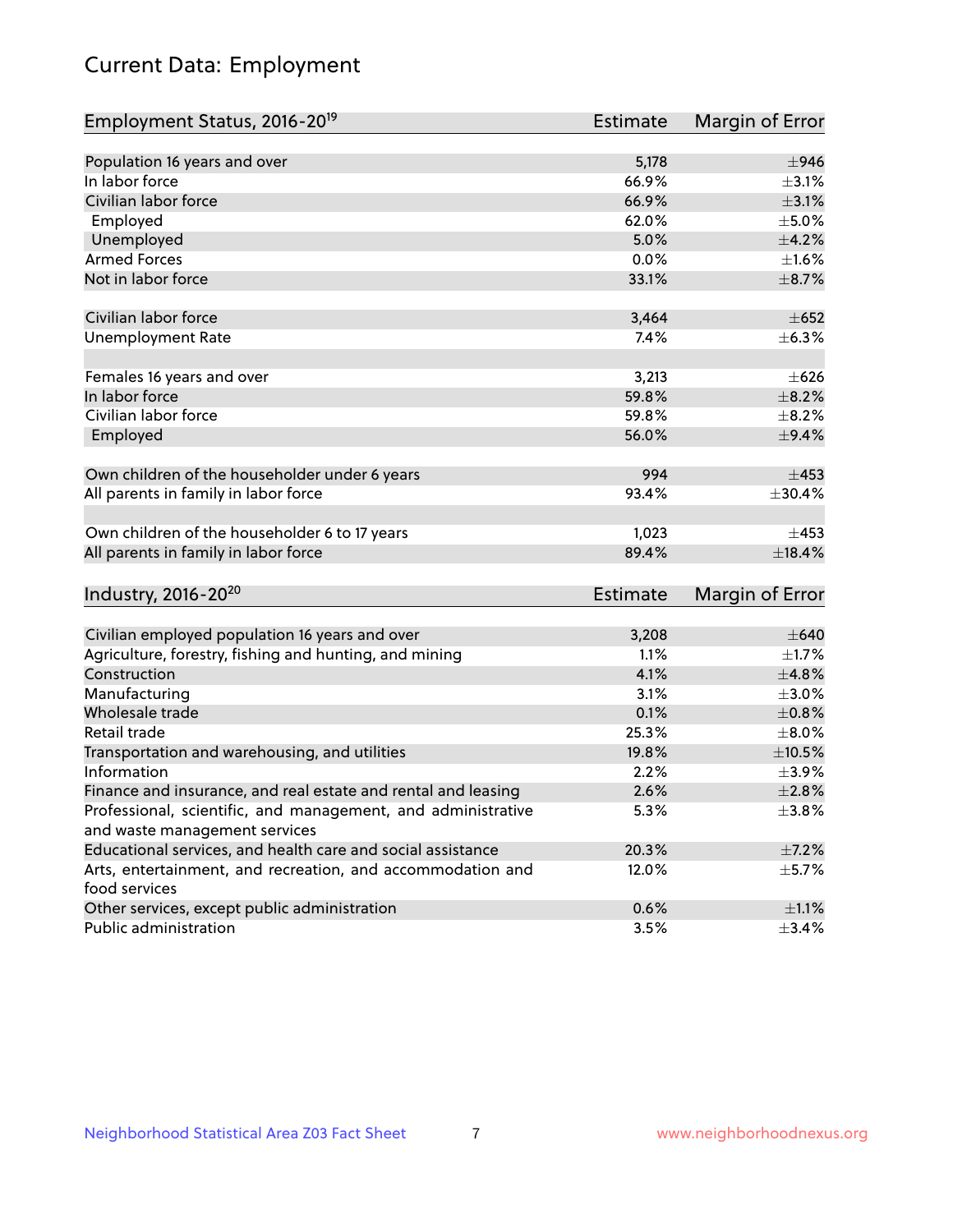# Current Data: Employment

| Employment Status, 2016-20[19] | Estimate | Margin of Error |
|---|---|---|
| Population 16 years and over | 5,178 | ±946 |
| In labor force | 66.9% | ±3.1% |
| Civilian labor force | 66.9% | ±3.1% |
| Employed | 62.0% | ±5.0% |
| Unemployed | 5.0% | ±4.2% |
| Armed Forces | 0.0% | ±1.6% |
| Not in labor force | 33.1% | ±8.7% |
| | | |
| Civilian labor force | 3,464 | ±652 |
| Unemployment Rate | 7.4% | ±6.3% |
| | | |
| Females 16 years and over | 3,213 | ±626 |
| In labor force | 59.8% | ±8.2% |
| Civilian labor force | 59.8% | ±8.2% |
| Employed | 56.0% | ±9.4% |
| | | |
| Own children of the householder under 6 years | 994 | ±453 |
| All parents in family in labor force | 93.4% | ±30.4% |
| | | |
| Own children of the householder 6 to 17 years | 1,023 | ±453 |
| All parents in family in labor force | 89.4% | ±18.4% |

| Industry, 2016-20[20] | Estimate | Margin of Error |
|---|---|---|
| Civilian employed population 16 years and over | 3,208 | ±640 |
| Agriculture, forestry, fishing and hunting, and mining | 1.1% | ±1.7% |
| Construction | 4.1% | ±4.8% |
| Manufacturing | 3.1% | ±3.0% |
| Wholesale trade | 0.1% | ±0.8% |
| Retail trade | 25.3% | ±8.0% |
| Transportation and warehousing, and utilities | 19.8% | ±10.5% |
| Information | 2.2% | ±3.9% |
| Finance and insurance, and real estate and rental and leasing | 2.6% | ±2.8% |
| Professional, scientific, and management, and administrative and waste management services | 5.3% | ±3.8% |
| Educational services, and health care and social assistance | 20.3% | ±7.2% |
| Arts, entertainment, and recreation, and accommodation and food services | 12.0% | ±5.7% |
| Other services, except public administration | 0.6% | ±1.1% |
| Public administration | 3.5% | ±3.4% |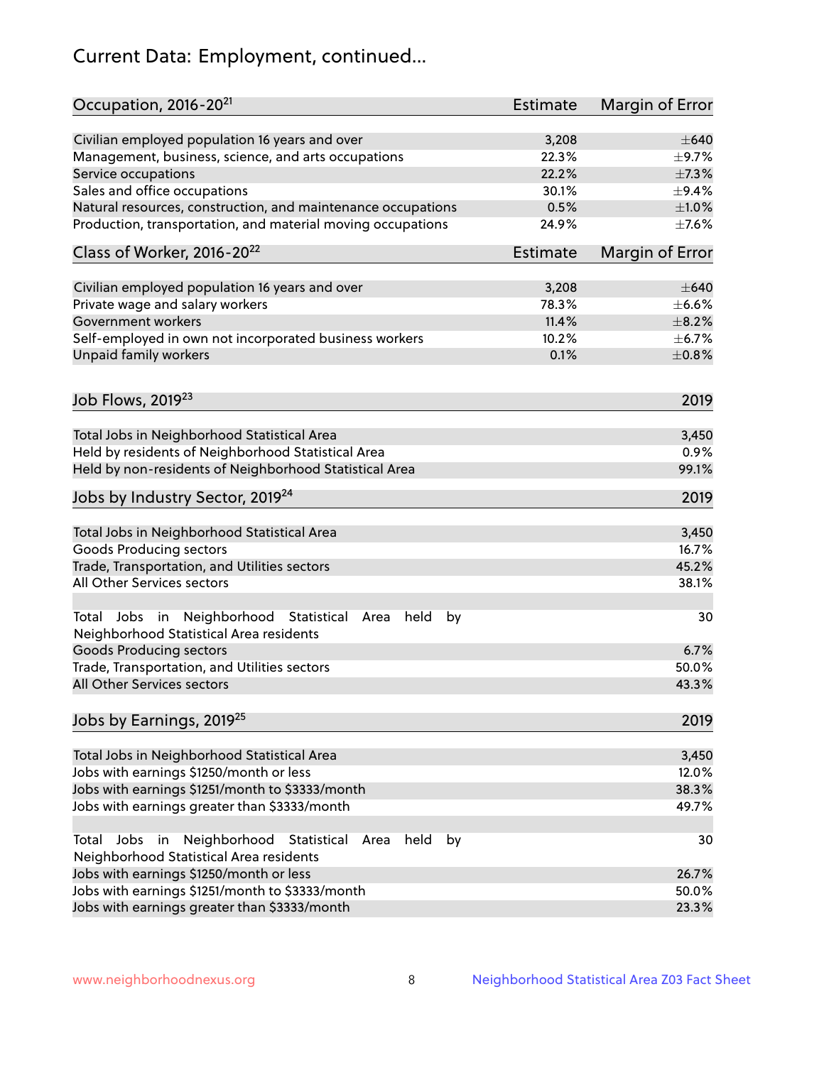## Current Data: Employment, continued...

| Occupation, 2016-20[21] | Estimate | Margin of Error |
|---|---|---|
| Civilian employed population 16 years and over | 3,208 | ±640 |
| Management, business, science, and arts occupations | 22.3% | ±9.7% |
| Service occupations | 22.2% | ±7.3% |
| Sales and office occupations | 30.1% | ±9.4% |
| Natural resources, construction, and maintenance occupations | 0.5% | ±1.0% |
| Production, transportation, and material moving occupations | 24.9% | ±7.6% |

| Class of Worker, 2016-20[22] | Estimate | Margin of Error |
|---|---|---|
| Civilian employed population 16 years and over | 3,208 | ±640 |
| Private wage and salary workers | 78.3% | ±6.6% |
| Government workers | 11.4% | ±8.2% |
| Self-employed in own not incorporated business workers | 10.2% | ±6.7% |
| Unpaid family workers | 0.1% | ±0.8% |

| Job Flows, 2019[23] | 2019 |
|---|---|
| Total Jobs in Neighborhood Statistical Area | 3,450 |
| Held by residents of Neighborhood Statistical Area | 0.9% |
| Held by non-residents of Neighborhood Statistical Area | 99.1% |

| Jobs by Industry Sector, 2019[24] | 2019 |
|---|---|
| Total Jobs in Neighborhood Statistical Area | 3,450 |
| Goods Producing sectors | 16.7% |
| Trade, Transportation, and Utilities sectors | 45.2% |
| All Other Services sectors | 38.1% |
| | |
| Total Jobs in Neighborhood Statistical Area held by Neighborhood Statistical Area residents | 30 |
| Goods Producing sectors | 6.7% |
| Trade, Transportation, and Utilities sectors | 50.0% |
| All Other Services sectors | 43.3% |

| Jobs by Earnings, 2019[25] | 2019 |
|---|---|
| Total Jobs in Neighborhood Statistical Area | 3,450 |
| Jobs with earnings $1250/month or less | 12.0% |
| Jobs with earnings $1251/month to $3333/month | 38.3% |
| Jobs with earnings greater than $3333/month | 49.7% |
| | |
| Total Jobs in Neighborhood Statistical Area held by Neighborhood Statistical Area residents | 30 |
| Jobs with earnings $1250/month or less | 26.7% |
| Jobs with earnings $1251/month to $3333/month | 50.0% |
| Jobs with earnings greater than $3333/month | 23.3% |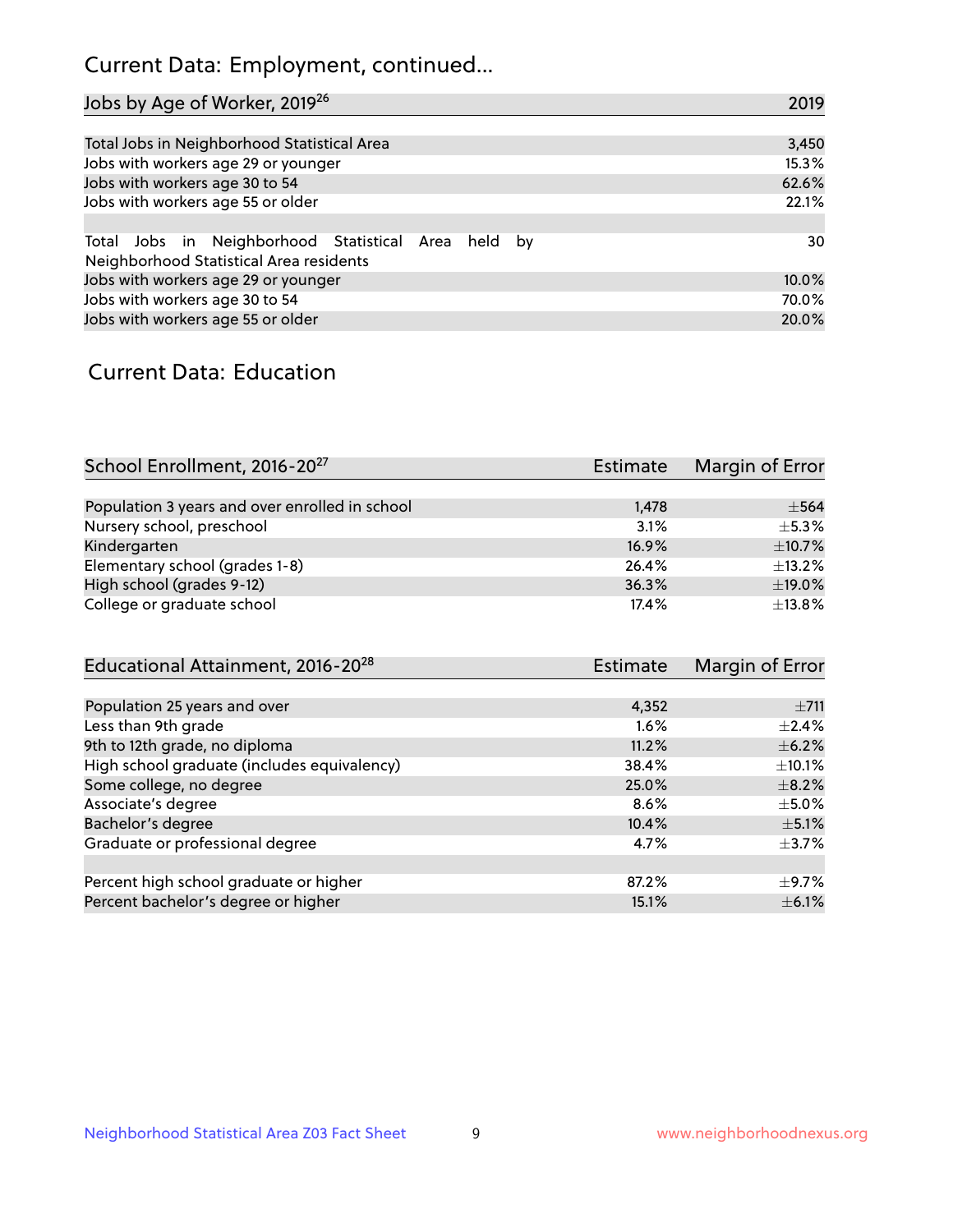## Current Data: Employment, continued...

| Jobs by Age of Worker, 2019[26] | 2019 |
|---|---|
| Total Jobs in Neighborhood Statistical Area | 3,450 |
| Jobs with workers age 29 or younger | 15.3% |
| Jobs with workers age 30 to 54 | 62.6% |
| Jobs with workers age 55 or older | 22.1% |
| | |
| Total Jobs in Neighborhood Statistical Area held by Neighborhood Statistical Area residents | 30 |
| Jobs with workers age 29 or younger | 10.0% |
| Jobs with workers age 30 to 54 | 70.0% |
| Jobs with workers age 55 or older | 20.0% |

## Current Data: Education

| School Enrollment, 2016-20[27] | Estimate | Margin of Error |
|---|---|---|
| Population 3 years and over enrolled in school | 1,478 | ±564 |
| Nursery school, preschool | 3.1% | ±5.3% |
| Kindergarten | 16.9% | ±10.7% |
| Elementary school (grades 1-8) | 26.4% | ±13.2% |
| High school (grades 9-12) | 36.3% | ±19.0% |
| College or graduate school | 17.4% | ±13.8% |

| Educational Attainment, 2016-20[28] | Estimate | Margin of Error |
|---|---|---|
| Population 25 years and over | 4,352 | ±711 |
| Less than 9th grade | 1.6% | ±2.4% |
| 9th to 12th grade, no diploma | 11.2% | ±6.2% |
| High school graduate (includes equivalency) | 38.4% | ±10.1% |
| Some college, no degree | 25.0% | ±8.2% |
| Associate's degree | 8.6% | ±5.0% |
| Bachelor's degree | 10.4% | ±5.1% |
| Graduate or professional degree | 4.7% | ±3.7% |
| | | |
| Percent high school graduate or higher | 87.2% | ±9.7% |
| Percent bachelor's degree or higher | 15.1% | ±6.1% |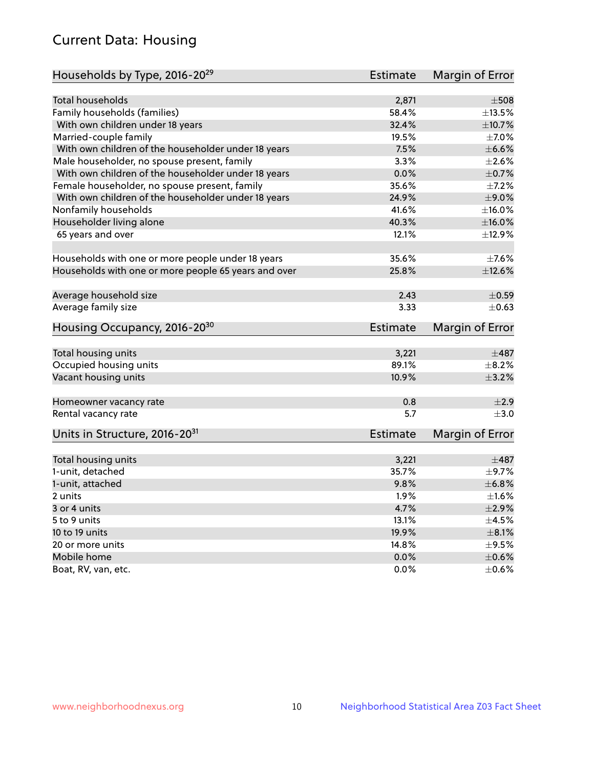## Current Data: Housing

| Households by Type, 2016-20[29] | Estimate | Margin of Error |
|---|---|---|
| Total households | 2,871 | ±508 |
| Family households (families) | 58.4% | ±13.5% |
| With own children under 18 years | 32.4% | ±10.7% |
| Married-couple family | 19.5% | ±7.0% |
| With own children of the householder under 18 years | 7.5% | ±6.6% |
| Male householder, no spouse present, family | 3.3% | ±2.6% |
| With own children of the householder under 18 years | 0.0% | ±0.7% |
| Female householder, no spouse present, family | 35.6% | ±7.2% |
| With own children of the householder under 18 years | 24.9% | ±9.0% |
| Nonfamily households | 41.6% | ±16.0% |
| Householder living alone | 40.3% | ±16.0% |
| 65 years and over | 12.1% | ±12.9% |
| Households with one or more people under 18 years | 35.6% | ±7.6% |
| Households with one or more people 65 years and over | 25.8% | ±12.6% |
| Average household size | 2.43 | ±0.59 |
| Average family size | 3.33 | ±0.63 |

| Housing Occupancy, 2016-20[30] | Estimate | Margin of Error |
|---|---|---|
| Total housing units | 3,221 | ±487 |
| Occupied housing units | 89.1% | ±8.2% |
| Vacant housing units | 10.9% | ±3.2% |
| Homeowner vacancy rate | 0.8 | ±2.9 |
| Rental vacancy rate | 5.7 | ±3.0 |

| Units in Structure, 2016-20[31] | Estimate | Margin of Error |
|---|---|---|
| Total housing units | 3,221 | ±487 |
| 1-unit, detached | 35.7% | ±9.7% |
| 1-unit, attached | 9.8% | ±6.8% |
| 2 units | 1.9% | ±1.6% |
| 3 or 4 units | 4.7% | ±2.9% |
| 5 to 9 units | 13.1% | ±4.5% |
| 10 to 19 units | 19.9% | ±8.1% |
| 20 or more units | 14.8% | ±9.5% |
| Mobile home | 0.0% | ±0.6% |
| Boat, RV, van, etc. | 0.0% | ±0.6% |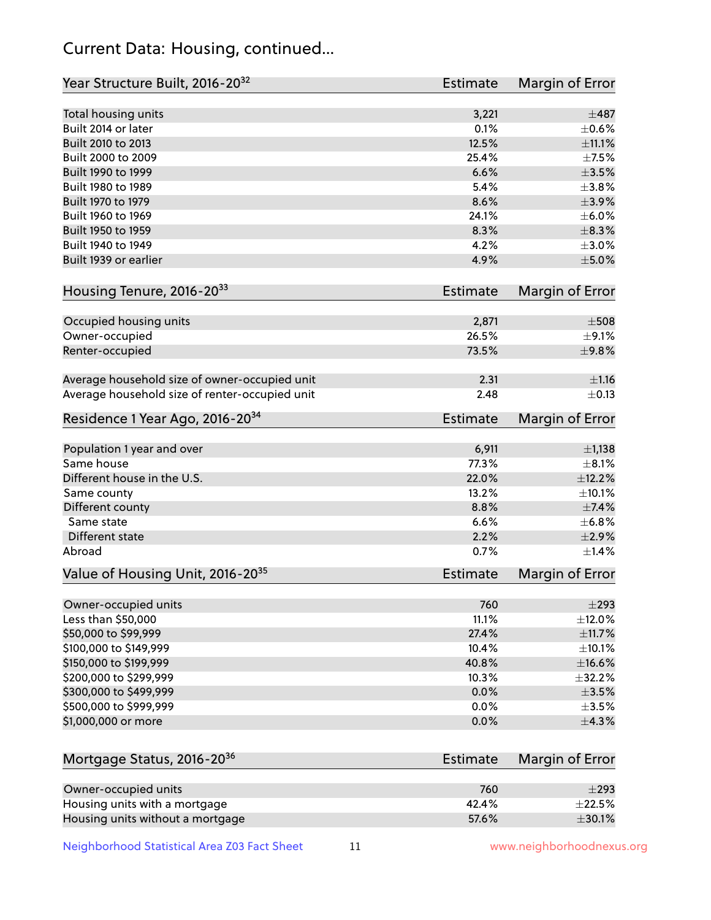## Current Data: Housing, continued...

| Year Structure Built, 2016-20[32] | Estimate | Margin of Error |
|---|---|---|
| Total housing units | 3,221 | ±487 |
| Built 2014 or later | 0.1% | ±0.6% |
| Built 2010 to 2013 | 12.5% | ±11.1% |
| Built 2000 to 2009 | 25.4% | ±7.5% |
| Built 1990 to 1999 | 6.6% | ±3.5% |
| Built 1980 to 1989 | 5.4% | ±3.8% |
| Built 1970 to 1979 | 8.6% | ±3.9% |
| Built 1960 to 1969 | 24.1% | ±6.0% |
| Built 1950 to 1959 | 8.3% | ±8.3% |
| Built 1940 to 1949 | 4.2% | ±3.0% |
| Built 1939 or earlier | 4.9% | ±5.0% |

| Housing Tenure, 2016-20[33] | Estimate | Margin of Error |
|---|---|---|
| Occupied housing units | 2,871 | ±508 |
| Owner-occupied | 26.5% | ±9.1% |
| Renter-occupied | 73.5% | ±9.8% |
| Average household size of owner-occupied unit | 2.31 | ±1.16 |
| Average household size of renter-occupied unit | 2.48 | ±0.13 |

| Residence 1 Year Ago, 2016-20[34] | Estimate | Margin of Error |
|---|---|---|
| Population 1 year and over | 6,911 | ±1,138 |
| Same house | 77.3% | ±8.1% |
| Different house in the U.S. | 22.0% | ±12.2% |
| Same county | 13.2% | ±10.1% |
| Different county | 8.8% | ±7.4% |
| Same state | 6.6% | ±6.8% |
| Different state | 2.2% | ±2.9% |
| Abroad | 0.7% | ±1.4% |

| Value of Housing Unit, 2016-20[35] | Estimate | Margin of Error |
|---|---|---|
| Owner-occupied units | 760 | ±293 |
| Less than $50,000 | 11.1% | ±12.0% |
| $50,000 to $99,999 | 27.4% | ±11.7% |
| $100,000 to $149,999 | 10.4% | ±10.1% |
| $150,000 to $199,999 | 40.8% | ±16.6% |
| $200,000 to $299,999 | 10.3% | ±32.2% |
| $300,000 to $499,999 | 0.0% | ±3.5% |
| $500,000 to $999,999 | 0.0% | ±3.5% |
| $1,000,000 or more | 0.0% | ±4.3% |

| Mortgage Status, 2016-20[36] | Estimate | Margin of Error |
|---|---|---|
| Owner-occupied units | 760 | ±293 |
| Housing units with a mortgage | 42.4% | ±22.5% |
| Housing units without a mortgage | 57.6% | ±30.1% |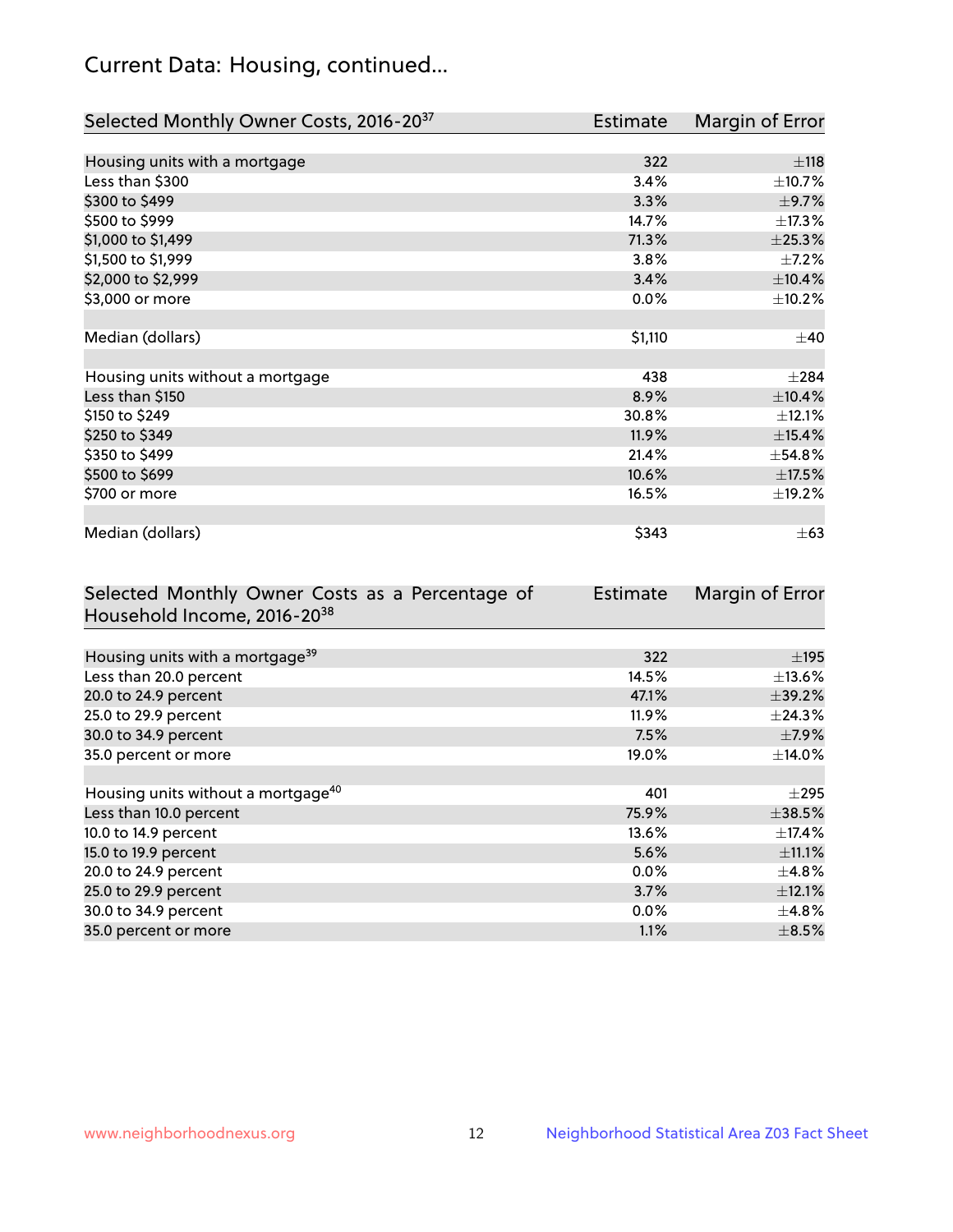## Current Data: Housing, continued...

| Selected Monthly Owner Costs, 2016-20[37] | Estimate | Margin of Error |
|---|---|---|
| Housing units with a mortgage | 322 | ±118 |
| Less than $300 | 3.4% | ±10.7% |
| $300 to $499 | 3.3% | ±9.7% |
| $500 to $999 | 14.7% | ±17.3% |
| $1,000 to $1,499 | 71.3% | ±25.3% |
| $1,500 to $1,999 | 3.8% | ±7.2% |
| $2,000 to $2,999 | 3.4% | ±10.4% |
| $3,000 or more | 0.0% | ±10.2% |
| | | |
| Median (dollars) | $1,110 | ±40 |
| | | |
| Housing units without a mortgage | 438 | ±284 |
| Less than $150 | 8.9% | ±10.4% |
| $150 to $249 | 30.8% | ±12.1% |
| $250 to $349 | 11.9% | ±15.4% |
| $350 to $499 | 21.4% | ±54.8% |
| $500 to $699 | 10.6% | ±17.5% |
| $700 or more | 16.5% | ±19.2% |
| | | |
| Median (dollars) | $343 | ±63 |

| Selected Monthly Owner Costs as a Percentage of Household Income, 2016-20[38] | Estimate | Margin of Error |
|---|---|---|
| Housing units with a mortgage[39] | 322 | ±195 |
| Less than 20.0 percent | 14.5% | ±13.6% |
| 20.0 to 24.9 percent | 47.1% | ±39.2% |
| 25.0 to 29.9 percent | 11.9% | ±24.3% |
| 30.0 to 34.9 percent | 7.5% | ±7.9% |
| 35.0 percent or more | 19.0% | ±14.0% |
| | | |
| Housing units without a mortgage[40] | 401 | ±295 |
| Less than 10.0 percent | 75.9% | ±38.5% |
| 10.0 to 14.9 percent | 13.6% | ±17.4% |
| 15.0 to 19.9 percent | 5.6% | ±11.1% |
| 20.0 to 24.9 percent | 0.0% | ±4.8% |
| 25.0 to 29.9 percent | 3.7% | ±12.1% |
| 30.0 to 34.9 percent | 0.0% | ±4.8% |
| 35.0 percent or more | 1.1% | ±8.5% |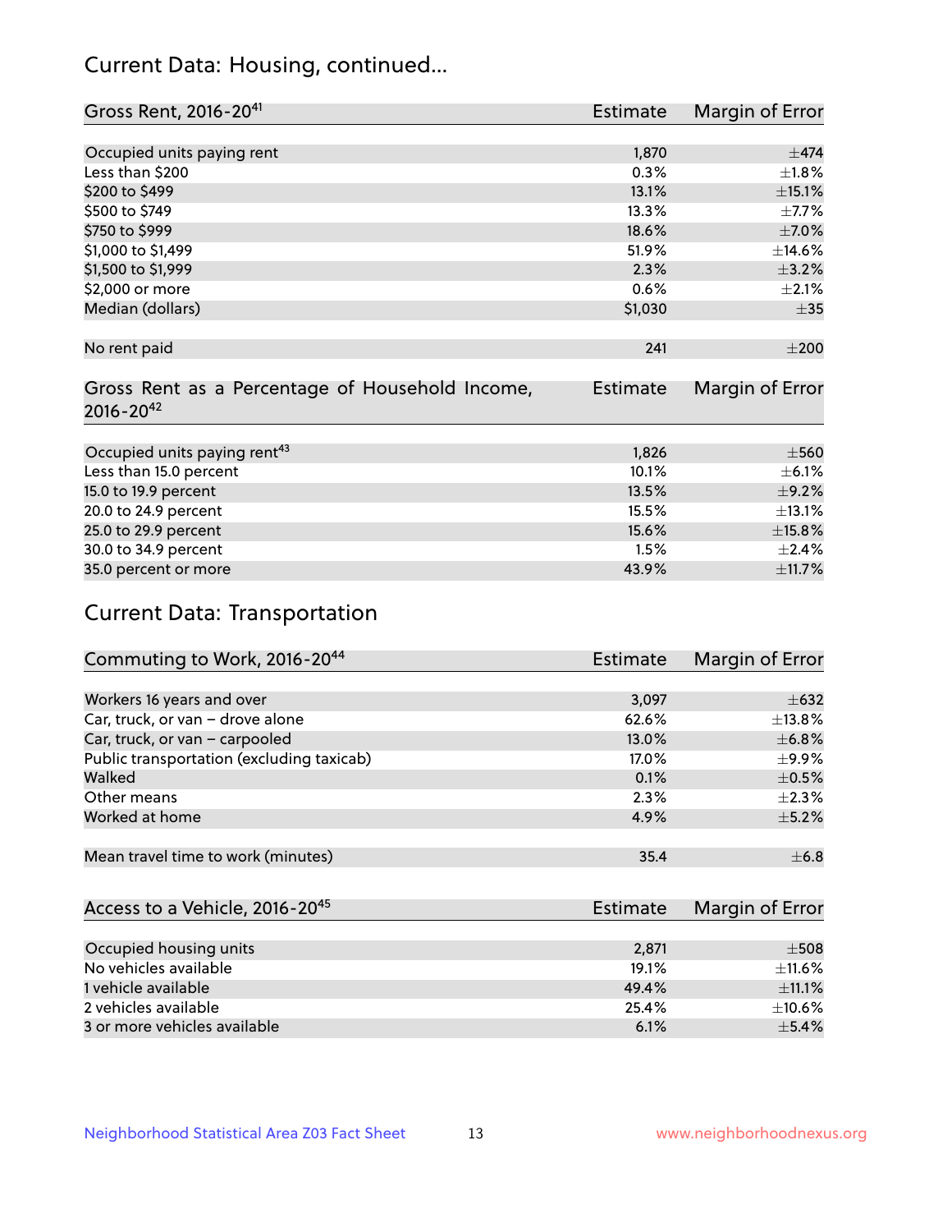## Current Data: Housing, continued...

| Gross Rent, 2016-20[41] | Estimate | Margin of Error |
|---|---|---|
| Occupied units paying rent | 1,870 | ±474 |
| Less than $200 | 0.3% | ±1.8% |
| $200 to $499 | 13.1% | ±15.1% |
| $500 to $749 | 13.3% | ±7.7% |
| $750 to $999 | 18.6% | ±7.0% |
| $1,000 to $1,499 | 51.9% | ±14.6% |
| $1,500 to $1,999 | 2.3% | ±3.2% |
| $2,000 or more | 0.6% | ±2.1% |
| Median (dollars) | $1,030 | ±35 |
| No rent paid | 241 | ±200 |

| Gross Rent as a Percentage of Household Income, 2016-20[42] | Estimate | Margin of Error |
|---|---|---|
| Occupied units paying rent[43] | 1,826 | ±560 |
| Less than 15.0 percent | 10.1% | ±6.1% |
| 15.0 to 19.9 percent | 13.5% | ±9.2% |
| 20.0 to 24.9 percent | 15.5% | ±13.1% |
| 25.0 to 29.9 percent | 15.6% | ±15.8% |
| 30.0 to 34.9 percent | 1.5% | ±2.4% |
| 35.0 percent or more | 43.9% | ±11.7% |

## Current Data: Transportation

| Commuting to Work, 2016-20[44] | Estimate | Margin of Error |
|---|---|---|
| Workers 16 years and over | 3,097 | ±632 |
| Car, truck, or van – drove alone | 62.6% | ±13.8% |
| Car, truck, or van – carpooled | 13.0% | ±6.8% |
| Public transportation (excluding taxicab) | 17.0% | ±9.9% |
| Walked | 0.1% | ±0.5% |
| Other means | 2.3% | ±2.3% |
| Worked at home | 4.9% | ±5.2% |
| Mean travel time to work (minutes) | 35.4 | ±6.8 |

| Access to a Vehicle, 2016-20[45] | Estimate | Margin of Error |
|---|---|---|
| Occupied housing units | 2,871 | ±508 |
| No vehicles available | 19.1% | ±11.6% |
| 1 vehicle available | 49.4% | ±11.1% |
| 2 vehicles available | 25.4% | ±10.6% |
| 3 or more vehicles available | 6.1% | ±5.4% |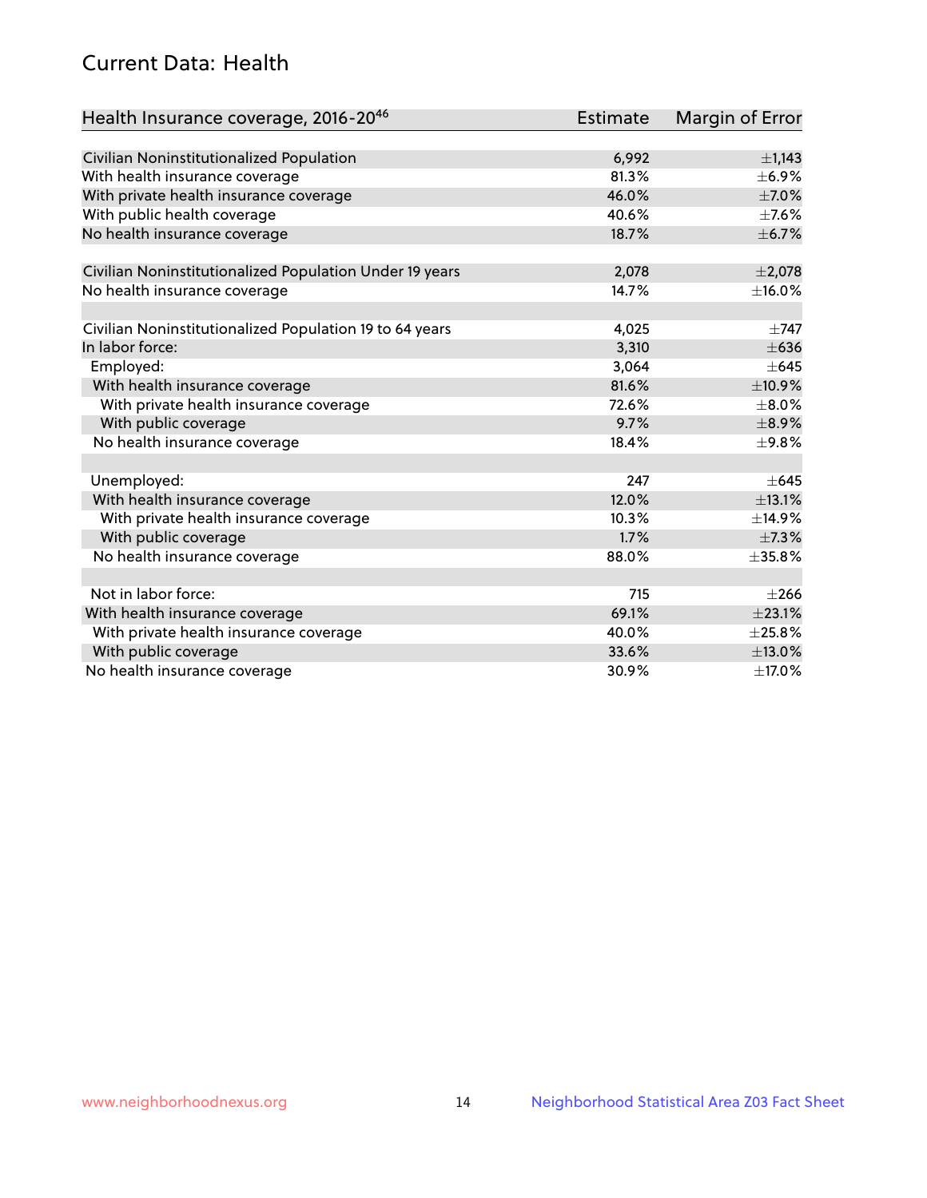# Current Data: Health

| Health Insurance coverage, 2016-20[46] | Estimate | Margin of Error |
|---|---|---|
| Civilian Noninstitutionalized Population | 6,992 | ±1,143 |
| With health insurance coverage | 81.3% | ±6.9% |
| With private health insurance coverage | 46.0% | ±7.0% |
| With public health coverage | 40.6% | ±7.6% |
| No health insurance coverage | 18.7% | ±6.7% |
| | | |
| Civilian Noninstitutionalized Population Under 19 years | 2,078 | ±2,078 |
| No health insurance coverage | 14.7% | ±16.0% |
| | | |
| Civilian Noninstitutionalized Population 19 to 64 years | 4,025 | ±747 |
| In labor force: | 3,310 | ±636 |
| Employed: | 3,064 | ±645 |
| With health insurance coverage | 81.6% | ±10.9% |
| With private health insurance coverage | 72.6% | ±8.0% |
| With public coverage | 9.7% | ±8.9% |
| No health insurance coverage | 18.4% | ±9.8% |
| | | |
| Unemployed: | 247 | ±645 |
| With health insurance coverage | 12.0% | ±13.1% |
| With private health insurance coverage | 10.3% | ±14.9% |
| With public coverage | 1.7% | ±7.3% |
| No health insurance coverage | 88.0% | ±35.8% |
| | | |
| Not in labor force: | 715 | ±266 |
| With health insurance coverage | 69.1% | ±23.1% |
| With private health insurance coverage | 40.0% | ±25.8% |
| With public coverage | 33.6% | ±13.0% |
| No health insurance coverage | 30.9% | ±17.0% |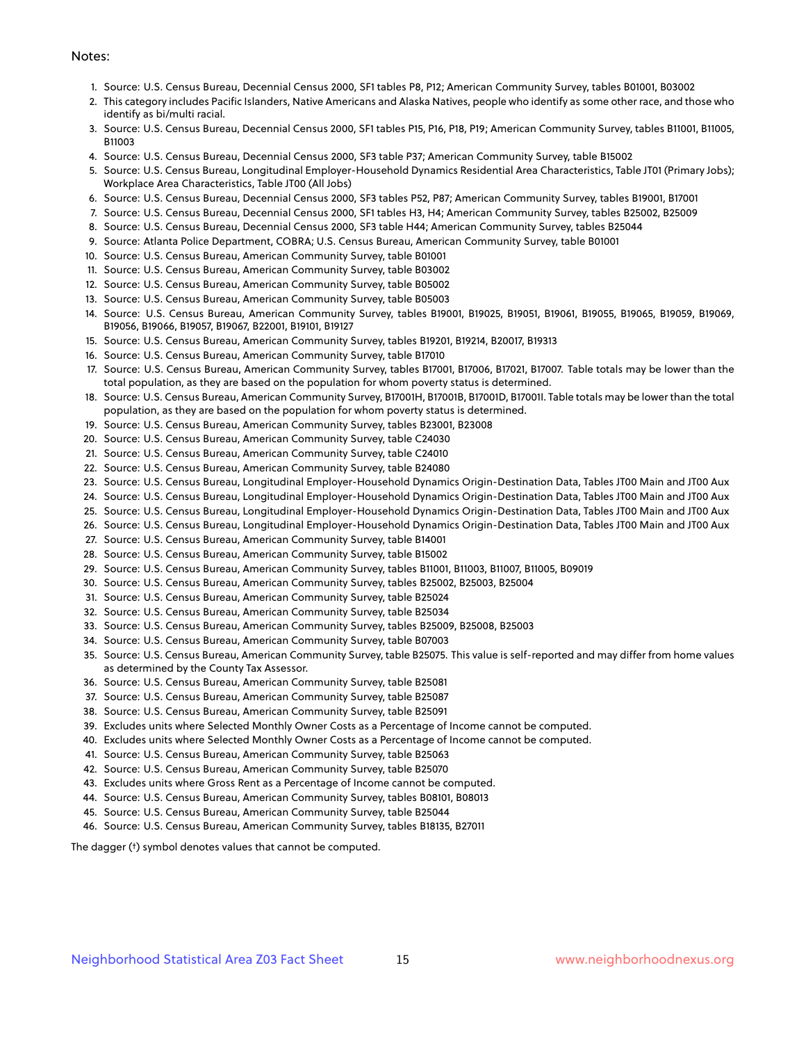Notes:

1. Source: U.S. Census Bureau, Decennial Census 2000, SF1 tables P8, P12; American Community Survey, tables B01001, B03002
2. This category includes Pacific Islanders, Native Americans and Alaska Natives, people who identify as some other race, and those who identify as bi/multi racial.
3. Source: U.S. Census Bureau, Decennial Census 2000, SF1 tables P15, P16, P18, P19; American Community Survey, tables B11001, B11005, B11003
4. Source: U.S. Census Bureau, Decennial Census 2000, SF3 table P37; American Community Survey, table B15002
5. Source: U.S. Census Bureau, Longitudinal Employer-Household Dynamics Residential Area Characteristics, Table JT01 (Primary Jobs); Workplace Area Characteristics, Table JT00 (All Jobs)
6. Source: U.S. Census Bureau, Decennial Census 2000, SF3 tables P52, P87; American Community Survey, tables B19001, B17001
7. Source: U.S. Census Bureau, Decennial Census 2000, SF1 tables H3, H4; American Community Survey, tables B25002, B25009
8. Source: U.S. Census Bureau, Decennial Census 2000, SF3 table H44; American Community Survey, tables B25044
9. Source: Atlanta Police Department, COBRA; U.S. Census Bureau, American Community Survey, table B01001
10. Source: U.S. Census Bureau, American Community Survey, table B01001
11. Source: U.S. Census Bureau, American Community Survey, table B03002
12. Source: U.S. Census Bureau, American Community Survey, table B05002
13. Source: U.S. Census Bureau, American Community Survey, table B05003
14. Source: U.S. Census Bureau, American Community Survey, tables B19001, B19025, B19051, B19061, B19055, B19065, B19059, B19069, B19056, B19066, B19057, B19067, B22001, B19101, B19127
15. Source: U.S. Census Bureau, American Community Survey, tables B19201, B19214, B20017, B19313
16. Source: U.S. Census Bureau, American Community Survey, table B17010
17. Source: U.S. Census Bureau, American Community Survey, tables B17001, B17006, B17021, B17007. Table totals may be lower than the total population, as they are based on the population for whom poverty status is determined.
18. Source: U.S. Census Bureau, American Community Survey, B17001H, B17001B, B17001D, B17001I. Table totals may be lower than the total population, as they are based on the population for whom poverty status is determined.
19. Source: U.S. Census Bureau, American Community Survey, tables B23001, B23008
20. Source: U.S. Census Bureau, American Community Survey, table C24030
21. Source: U.S. Census Bureau, American Community Survey, table C24010
22. Source: U.S. Census Bureau, American Community Survey, table B24080
23. Source: U.S. Census Bureau, Longitudinal Employer-Household Dynamics Origin-Destination Data, Tables JT00 Main and JT00 Aux
24. Source: U.S. Census Bureau, Longitudinal Employer-Household Dynamics Origin-Destination Data, Tables JT00 Main and JT00 Aux
25. Source: U.S. Census Bureau, Longitudinal Employer-Household Dynamics Origin-Destination Data, Tables JT00 Main and JT00 Aux
26. Source: U.S. Census Bureau, Longitudinal Employer-Household Dynamics Origin-Destination Data, Tables JT00 Main and JT00 Aux
27. Source: U.S. Census Bureau, American Community Survey, table B14001
28. Source: U.S. Census Bureau, American Community Survey, table B15002
29. Source: U.S. Census Bureau, American Community Survey, tables B11001, B11003, B11007, B11005, B09019
30. Source: U.S. Census Bureau, American Community Survey, tables B25002, B25003, B25004
31. Source: U.S. Census Bureau, American Community Survey, table B25024
32. Source: U.S. Census Bureau, American Community Survey, table B25034
33. Source: U.S. Census Bureau, American Community Survey, tables B25009, B25008, B25003
34. Source: U.S. Census Bureau, American Community Survey, table B07003
35. Source: U.S. Census Bureau, American Community Survey, table B25075. This value is self-reported and may differ from home values as determined by the County Tax Assessor.
36. Source: U.S. Census Bureau, American Community Survey, table B25081
37. Source: U.S. Census Bureau, American Community Survey, table B25087
38. Source: U.S. Census Bureau, American Community Survey, table B25091
39. Excludes units where Selected Monthly Owner Costs as a Percentage of Income cannot be computed.
40. Excludes units where Selected Monthly Owner Costs as a Percentage of Income cannot be computed.
41. Source: U.S. Census Bureau, American Community Survey, table B25063
42. Source: U.S. Census Bureau, American Community Survey, table B25070
43. Excludes units where Gross Rent as a Percentage of Income cannot be computed.
44. Source: U.S. Census Bureau, American Community Survey, tables B08101, B08013
45. Source: U.S. Census Bureau, American Community Survey, table B25044
46. Source: U.S. Census Bureau, American Community Survey, tables B18135, B27011

The dagger (†) symbol denotes values that cannot be computed.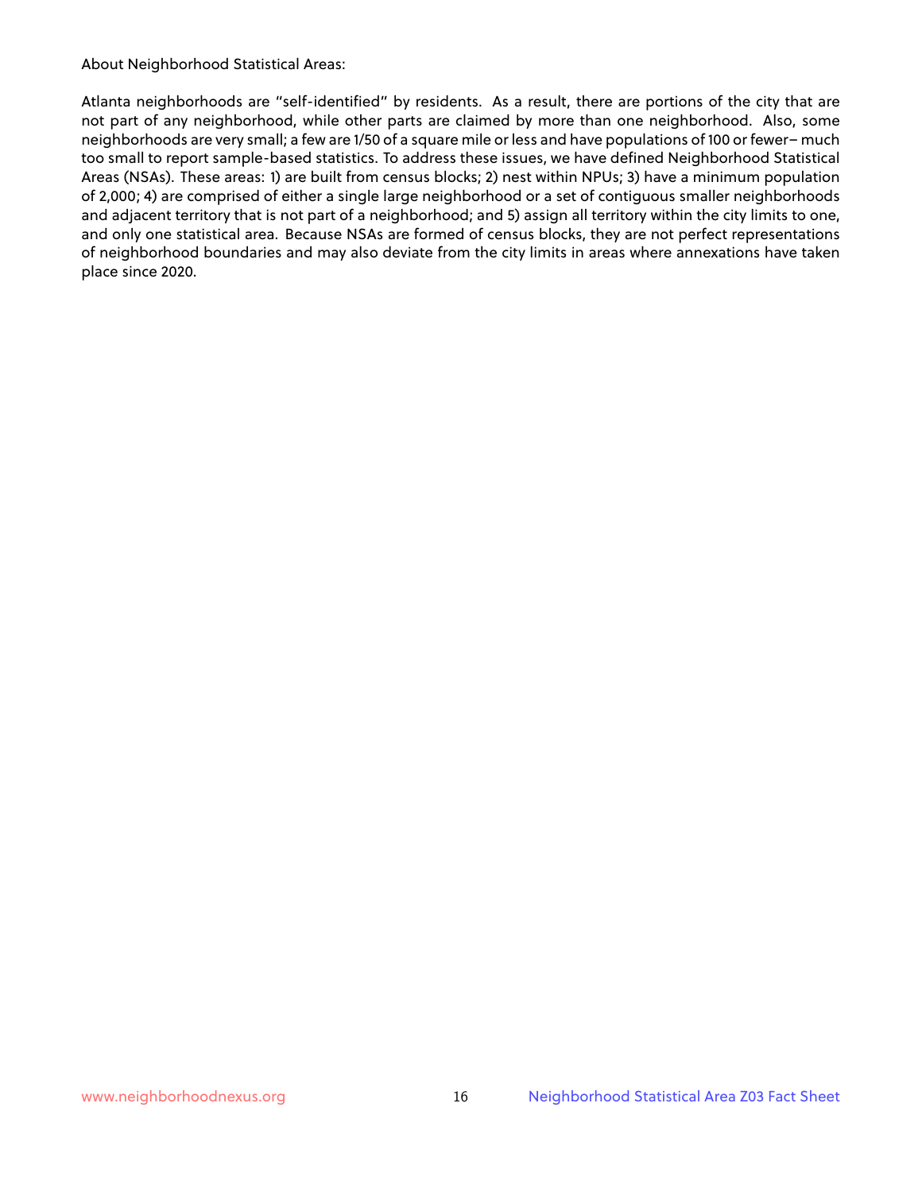About Neighborhood Statistical Areas:

Atlanta neighborhoods are "self-identified" by residents. As a result, there are portions of the city that are not part of any neighborhood, while other parts are claimed by more than one neighborhood. Also, some neighborhoods are very small; a few are 1/50 of a square mile or less and have populations of 100 or fewer– much too small to report sample-based statistics. To address these issues, we have defined Neighborhood Statistical Areas (NSAs). These areas: 1) are built from census blocks; 2) nest within NPUs; 3) have a minimum population of 2,000; 4) are comprised of either a single large neighborhood or a set of contiguous smaller neighborhoods and adjacent territory that is not part of a neighborhood; and 5) assign all territory within the city limits to one, and only one statistical area. Because NSAs are formed of census blocks, they are not perfect representations of neighborhood boundaries and may also deviate from the city limits in areas where annexations have taken place since 2020.